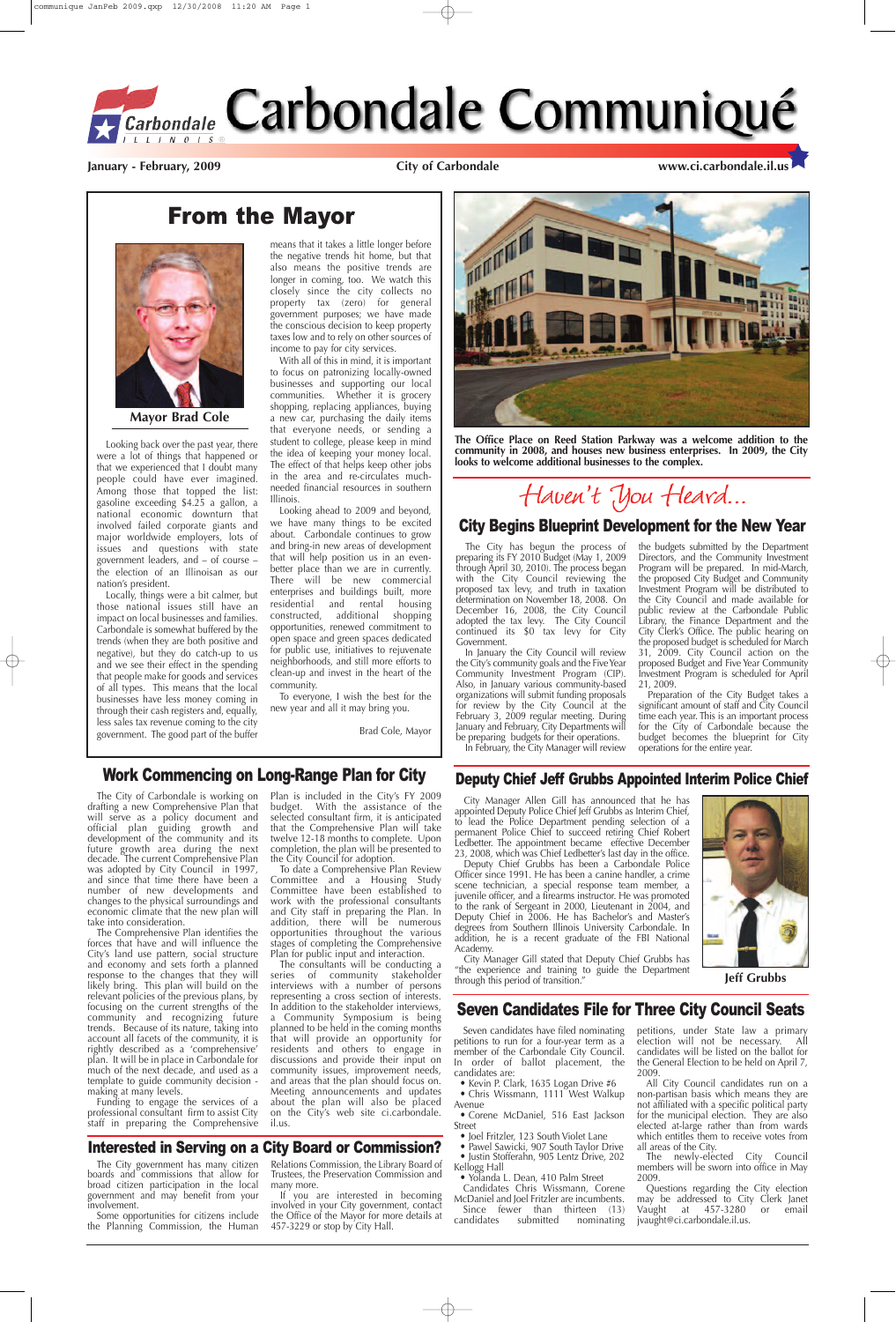# Carbondale Communiqué

January - February, 2009 | City of Carbondale | www.ci.carbondale.il.us

## From the Mayor

Mayor Brad Cole

Looking back over the past year, there were a lot of things that happened or that we experienced that I doubt many people could have ever imagined. Among those that topped the list: gasoline exceeding $4.25 a gallon, a national economic downturn that involved failed corporate giants and major worldwide employers, lots of issues and questions with state government leaders, and – of course – the election of an Illinoisan as our nation's president.

Locally, things were a bit calmer, but those national issues still have an impact on local businesses and families. Carbondale is somewhat buffered by the trends (when they are both positive and negative), but they do catch-up to us and we see their effect in the spending that people make for goods and services of all types. This means that the local businesses have less money coming in through their cash registers and, equally, less sales tax revenue coming to the city government. The good part of the buffer means that it takes a little longer before the negative trends hit home, but that also means the positive trends are longer in coming, too. We watch this closely since the city collects no property tax (zero) for general government purposes; we have made the conscious decision to keep property taxes low and to rely on other sources of income to pay for city services.

With all of this in mind, it is important to focus on patronizing locally-owned businesses and supporting our local communities. Whether it is grocery shopping, replacing appliances, buying a new car, purchasing the daily items that everyone needs, or sending a student to college, please keep in mind the idea of keeping your money local. The effect of that helps keep other jobs in the area and re-circulates much-needed financial resources in southern Illinois.

Looking ahead to 2009 and beyond, we have many things to be excited about. Carbondale continues to grow and bring-in new areas of development that will help position us in an even-better place than we are in currently. There will be new commercial enterprises and buildings built, more residential and rental housing constructed, additional shopping opportunities, renewed commitment to open space and green spaces dedicated for public use, initiatives to rejuvenate neighborhoods, and still more efforts to clean-up and invest in the heart of the community.

To everyone, I wish the best for the new year and all it may bring you.

Brad Cole, Mayor

**The Office Place on Reed Station Parkway was a welcome addition to the community in 2008, and houses new business enterprises. In 2009, the City looks to welcome additional businesses to the complex.**

*Haven't You Heard...*

## City Begins Blueprint Development for the New Year

The City has begun the process of preparing its FY 2010 Budget (May 1, 2009 through April 30, 2010). The process began with the City Council reviewing the proposed tax levy, and truth in taxation determination on November 18, 2008. On December 16, 2008, the City Council adopted the tax levy. The City Council continued its $0 tax levy for City Government.

In January the City Council will review the City's community goals and the Five Year Community Investment Program (CIP). Also, in January various community-based organizations will submit funding proposals for review by the City Council at the February 3, 2009 regular meeting. During January and February, City Departments will be preparing budgets for their operations.

In February, the City Manager will review the budgets submitted by the Department Directors, and the Community Investment Program will be prepared. In mid-March, the proposed City Budget and Community Investment Program will be distributed to the City Council and made available for public review at the Carbondale Public Library, the Finance Department and the City Clerk's Office. The public hearing on the proposed budget is scheduled for March 31, 2009. City Council action on the proposed Budget and Five Year Community Investment Program is scheduled for April 21, 2009.

Preparation of the City Budget takes a significant amount of staff and City Council time each year. This is an important process for the City of Carbondale because the budget becomes the blueprint for City operations for the entire year.

## Work Commencing on Long-Range Plan for City

The City of Carbondale is working on drafting a new Comprehensive Plan that will serve as a policy document and official plan guiding growth and development of the community and its future growth area during the next decade. The current Comprehensive Plan was adopted by City Council in 1997, and since that time there have been a number of new developments and changes to the physical surroundings and economic climate that the new plan will take into consideration.

The Comprehensive Plan identifies the forces that have and will influence the City's land use pattern, social structure and economy and sets forth a planned response to the changes that they will likely bring. This plan will build on the relevant policies of the previous plans, by focusing on the current strengths of the community and recognizing future trends. Because of its nature, taking into account all facets of the community, it is rightly described as a 'comprehensive' plan. It will be in place in Carbondale for much of the next decade, and used as a template to guide community decision-making at many levels.

Funding to engage the services of a professional consultant firm to assist City staff in preparing the Comprehensive Plan is included in the City's FY 2009 budget. With the assistance of the selected consultant firm, it is anticipated that the Comprehensive Plan will take twelve 12-18 months to complete. Upon completion, the plan will be presented to the City Council for adoption.

To date a Comprehensive Plan Review Committee and a Housing Study Committee have been established to work with the professional consultants and City staff in preparing the Plan. In addition, there will be numerous opportunities throughout the various stages of completing the Comprehensive Plan for public input and interaction.

The consultants will be conducting a series of community stakeholder interviews with a number of persons representing a cross section of interests. In addition to the stakeholder interviews, a Community Symposium is being planned to be held in the coming months that will provide an opportunity for residents and others to engage in discussions and provide their input on community issues, improvement needs, and areas that the plan should focus on. Meeting announcements and updates about the plan will also be placed on the City's web site ci.carbondale.il.us.

## Deputy Chief Jeff Grubbs Appointed Interim Police Chief

City Manager Allen Gill has announced that he has appointed Deputy Police Chief Jeff Grubbs as Interim Chief, to lead the Police Department pending selection of a permanent Police Chief to succeed retiring Chief Robert Ledbetter. The appointment became effective December 23, 2008, which was Chief Ledbetter's last day in the office.

Deputy Chief Grubbs has been a Carbondale Police Officer since 1991. He has been a canine handler, a crime scene technician, a special response team member, a juvenile officer, and a firearms instructor. He was promoted to the rank of Sergeant in 2000, Lieutenant in 2004, and Deputy Chief in 2006. He has Bachelor's and Master's degrees from Southern Illinois University Carbondale. In addition, he is a recent graduate of the FBI National Academy.

City Manager Gill stated that Deputy Chief Grubbs has "the experience and training to guide the Department through this period of transition."

Jeff Grubbs

## Interested in Serving on a City Board or Commission?

The City government has many citizen boards and commissions that allow for broad citizen participation in the local government and may benefit from your involvement.

Some opportunities for citizens include the Planning Commission, the Human Relations Commission, the Library Board of Trustees, the Preservation Commission and many more.

If you are interested in becoming involved in your City government, contact the Office of the Mayor for more details at 457-3229 or stop by City Hall.

## Seven Candidates File for Three City Council Seats

Seven candidates have filed nominating petitions to run for a four-year term as a member of the Carbondale City Council. In order of ballot placement, the candidates are:

- Kevin P. Clark, 1635 Logan Drive #6
- Chris Wissmann, 1111 West Walkup Avenue
- Corene McDaniel, 516 East Jackson Street
- Joel Fritzler, 123 South Violet Lane
- Pawel Sawicki, 907 South Taylor Drive
- Justin Stofferahn, 905 Lentz Drive, 202 Kellogg Hall
- Yolanda L. Dean, 410 Palm Street

Candidates Chris Wissmann, Corene McDaniel and Joel Fritzler are incumbents.

Since fewer than thirteen (13) candidates submitted nominating petitions, under State law a primary election will not be necessary. All candidates will be listed on the ballot for the General Election to be held on April 7, 2009.

All City Council candidates run on a non-partisan basis which means they are not affiliated with a specific political party for the municipal election. They are also elected at-large rather than from wards which entitles them to receive votes from all areas of the City.

The newly-elected City Council members will be sworn into office in May 2009.

Questions regarding the City election may be addressed to City Clerk Janet Vaught at 457-3280 or email jvaught@ci.carbondale.il.us.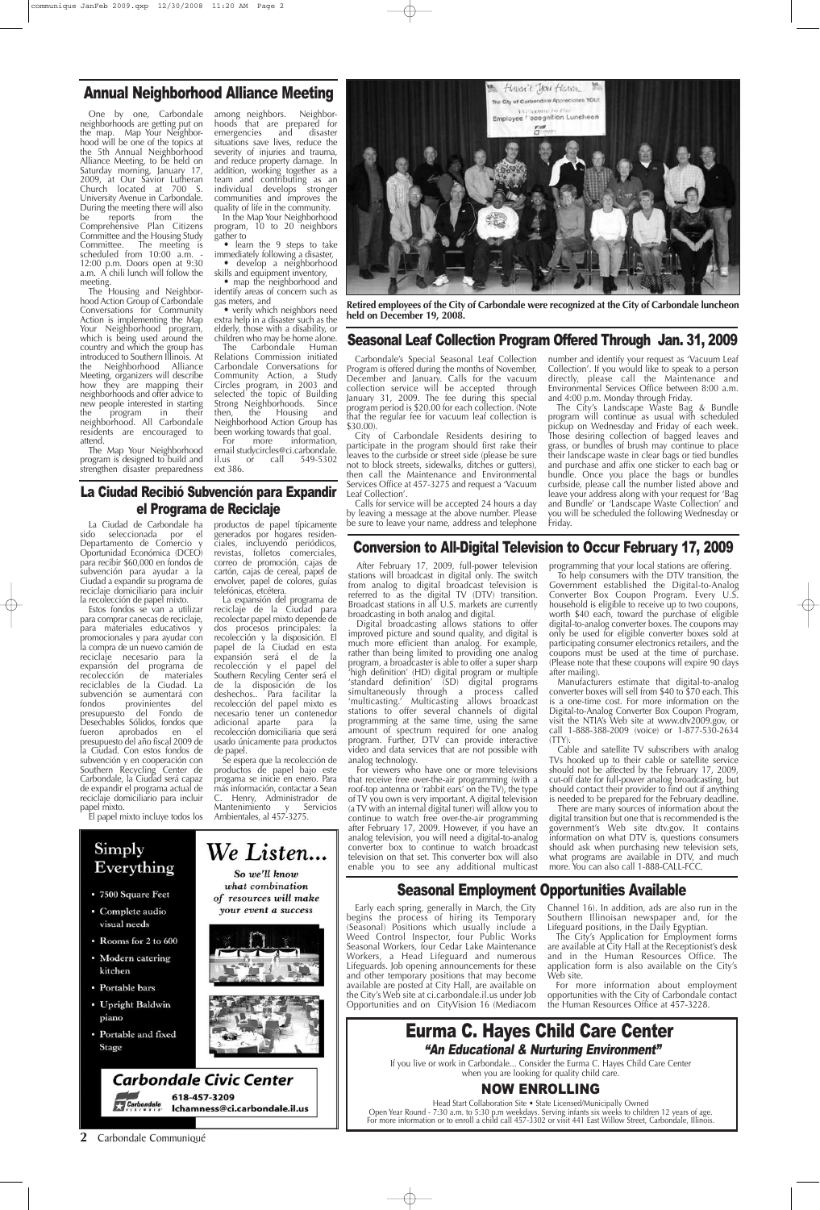## Annual Neighborhood Alliance Meeting

One by one, Carbondale neighborhoods are getting put on the map. Map Your Neighborhood will be one of the topics at the 5th Annual Neighborhood Alliance Meeting, to be held on Saturday morning, January 17, 2009, at Our Savior Lutheran Church located at 700 S. University Avenue in Carbondale. During the meeting there will also be reports from the Comprehensive Plan Citizens Committee and the Housing Study Committee. The meeting is scheduled from 10:00 a.m. - 12:00 p.m. Doors open at 9:30 a.m. A chili lunch will follow the meeting.

The Housing and Neighborhood Action Group of Carbondale Conversations for Community Action is implementing the Map Your Neighborhood program, which is being used around the country and which the group has introduced to Southern Illinois. At the Neighborhood Alliance Meeting, organizers will describe how they are mapping their neighborhoods and offer advice to new people interested in starting the program in their neighborhood. All Carbondale residents are encouraged to attend.

The Map Your Neighborhood program is designed to build and strengthen disaster preparedness among neighbors. Neighborhoods that are prepared for emergencies and disaster situations save lives, reduce the severity of injuries and trauma, and reduce property damage. In addition, working together as a team and contributing as an individual develops stronger communities and improves the quality of life in the community.

In the Map Your Neighborhood program, 10 to 20 neighbors gather to

- learn the 9 steps to take immediately following a disaster,
- develop a neighborhood skills and equipment inventory,
- map the neighborhood and identify areas of concern such as gas meters, and
- verify which neighbors need extra help in a disaster such as the elderly, those with a disability, or children who may be home alone.

The Carbondale Human Relations Commission initiated Carbondale Conversations for Community Action, a Study Circles program, in 2003 and selected the topic of Building Strong Neighborhoods. Since then, the Housing and Neighborhood Action Group has been working towards that goal.

For more information, email studycircles@ci.carbondale.il.us or call 549-5302 ext 386.

Retired employees of the City of Carbondale were recognized at the City of Carbondale luncheon held on December 19, 2008.

## Seasonal Leaf Collection Program Offered Through Jan. 31, 2009

Carbondale's Special Seasonal Leaf Collection Program is offered during the months of November, December and January. Calls for the vacuum collection service will be accepted through January 31, 2009. The fee during this special program period is $20.00 for each collection. (Note that the regular fee for vacuum leaf collection is $30.00).

City of Carbondale Residents desiring to participate in the program should first rake their leaves to the curbside or street side (please be sure not to block streets, sidewalks, ditches or gutters), then call the Maintenance and Environmental Services Office at 457-3275 and request a 'Vacuum Leaf Collection'.

Calls for service will be accepted 24 hours a day by leaving a message at the above number. Please be sure to leave your name, address and telephone number and identify your request as 'Vacuum Leaf Collection'. If you would like to speak to a person directly, please call the Maintenance and Environmental Services Office between 8:00 a.m. and 4:00 p.m. Monday through Friday.

The City's Landscape Waste Bag & Bundle program will continue as usual with scheduled pickup on Wednesday and Friday of each week. Those desiring collection of bagged leaves and grass, or bundles of brush may continue to place their landscape waste in clear bags or tied bundles and purchase and affix one sticker to each bag or bundle. Once you place the bags or bundles curbside, please call the number listed above and leave your address along with your request for 'Bag and Bundle' or 'Landscape Waste Collection' and you will be scheduled the following Wednesday or Friday.

## La Ciudad Recibió Subvención para Expandir el Programa de Reciclaje

La Ciudad de Carbondale ha sido seleccionada por el Departamento de Comercio y Oportunidad Económica (DCEO) para recibir $60,000 en fondos de subvención para ayudar a la Ciudad a expandir su programa de reciclaje domiciliario para incluir la recolección de papel mixto.

Estos fondos se van a utilizar para comprar canecas de reciclaje, para materiales educativos y promocionales y para ayudar con la compra de un nuevo camión de reciclaje necesario para la expansión del programa de recolección de materiales reciclables de la Ciudad. La subvención se aumentará con fondos provinientes del presupuesto del Fondo de Desechables Sólidos, fondos que fueron aprobados en el presupuesto del año fiscal 2009 de la Ciudad. Con estos fondos de subvención y en cooperación con Southern Recycling Center de Carbondale, la Ciudad será capaz de expandir el programa actual de reciclaje domiciliario para incluir papel mixto.

El papel mixto incluye todos los productos de papel típicamente generados por hogares residenciales, incluyendo periódicos, revistas, folletos comerciales, correo de promoción, cajas de cartón, cajas de cereal, papel de envolver, papel de colores, guías telefónicas, etcétera.

La expansión del programa de reciclaje de la Ciudad para recolectar papel mixto depende de dos procesos principales: la recolección y la disposición. El papel de la Ciudad en esta expansión será el de la recolección y el papel del Southern Recyling Center será el de la disposición de los deshechos.. Para facilitar la recolección del papel mixto es necesario tener un contenedor adicional aparte para la recolección domiciliaria que será usado únicamente para productos de papel.

Se espera que la recolección de productos de papel bajo este programa se inicie en enero. Para más información, contactar a Sean C. Henry, Administrador de Mantenimiento y Servicios Ambientales, al 457-3275.

## Conversion to All-Digital Television to Occur February 17, 2009

After February 17, 2009, full-power television stations will broadcast in digital only. The switch from analog to digital broadcast television is referred to as the digital TV (DTV) transition. Broadcast stations in all U.S. markets are currently broadcasting in both analog and digital.

Digital broadcasting allows stations to offer improved picture and sound quality, and digital is much more efficient than analog. For example, rather than being limited to providing one analog program, a broadcaster is able to offer a super sharp 'high definition' (HD) digital program or multiple 'standard definition' (SD) digital programs simultaneously through a process called 'multicasting.' Multicasting allows broadcast stations to offer several channels of digital programming at the same time, using the same amount of spectrum required for one analog program. Further, DTV can provide interactive video and data services that are not possible with analog technology.

For viewers who have one or more televisions that receive free over-the-air programming (with a roof-top antenna or 'rabbit ears' on the TV), the type of TV you own is very important. A digital television (a TV with an internal digital tuner) will allow you to continue to watch free over-the-air programming after February 17, 2009. However, if you have an analog television, you will need a digital-to-analog converter box to continue to watch broadcast television on that set. This converter box will also enable you to see any additional multicast programming that your local stations are offering.

To help consumers with the DTV transition, the Government established the Digital-to-Analog Converter Box Coupon Program. Every U.S. household is eligible to receive up to two coupons, worth $40 each, toward the purchase of eligible digital-to-analog converter boxes. The coupons may only be used for eligible converter boxes sold at participating consumer electronics retailers, and the coupons must be used at the time of purchase. (Please note that these coupons will expire 90 days after mailing).

Manufacturers estimate that digital-to-analog converter boxes will sell from $40 to $70 each. This is a one-time cost. For more information on the Digital-to-Analog Converter Box Coupon Program, visit the NTIA's Web site at www.dtv2009.gov, or call 1-888-388-2009 (voice) or 1-877-530-2634 (TTY).

Cable and satellite TV subscribers with analog TVs hooked up to their cable or satellite service should not be affected by the February 17, 2009, cut-off date for full-power analog broadcasting, but should contact their provider to find out if anything is needed to be prepared for the February deadline.

There are many sources of information about the digital transition but one that is recommended is the government's Web site dtv.gov. It contains information on what DTV is, questions consumers should ask when purchasing new television sets, what programs are available in DTV, and much more. You can also call 1-888-CALL-FCC.

## Seasonal Employment Opportunities Available

Early each spring, generally in March, the City begins the process of hiring its Temporary (Seasonal) Positions which usually include a Weed Control Inspector, four Public Works Seasonal Workers, four Cedar Lake Maintenance Workers, a Head Lifeguard and numerous Lifeguards. Job opening announcements for these and other temporary positions that may become available are posted at City Hall, are available on the City's Web site at ci.carbondale.il.us under Job Opportunities and on CityVision 16 (Mediacom Channel 16). In addition, ads are also run in the Southern Illinoisan newspaper and, for the Lifeguard positions, in the Daily Egyptian.

The City's Application for Employment forms are available at City Hall at the Receptionist's desk and in the Human Resources Office. The application form is also available on the City's Web site.

For more information about employment opportunities with the City of Carbondale contact the Human Resources Office at 457-3228.

**Simply Everything**

- 7500 Square Feet
- Complete audio visual needs
- Rooms for 2 to 600
- Modern catering kitchen
- Portable bars
- Upright Baldwin piano
- Portable and fixed Stage

*We Listen...*

*So we'll know what combination of resources will make your event a success*

**Carbondale Civic Center**

618-457-3209
lchamness@ci.carbondale.il.us

## Eurma C. Hayes Child Care Center

### *"An Educational & Nurturing Environment"*

If you live or work in Carbondale... Consider the Eurma C. Hayes Child Care Center when you are looking for quality child care.

### NOW ENROLLING

Head Start Collaboration Site • State Licensed/Municipally Owned
Open Year Round - 7:30 a.m. to 5:30 p.m weekdays. Serving infants six weeks to children 12 years of age.
For more information or to enroll a child call 457-3302 or visit 441 East Willow Street, Carbondale, Illinois.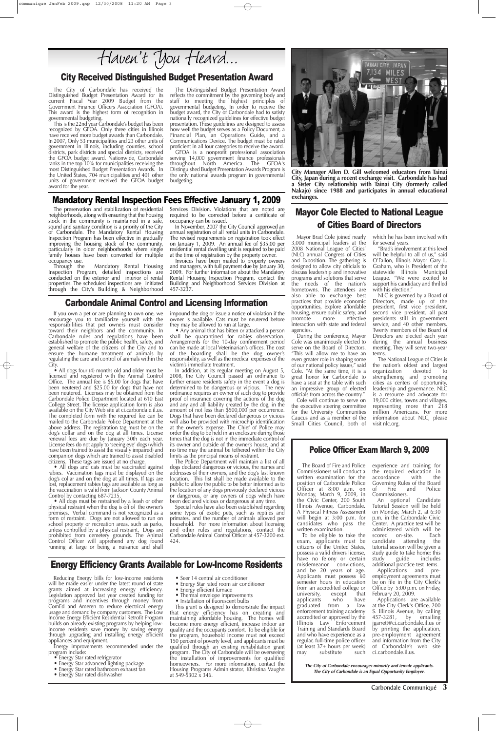# Haven't You Heard...

## City Received Distinguished Budget Presentation Award

The City of Carbondale has received the Distinguished Budget Presentation Award for its current Fiscal Year 2009 Budget from the Government Finance Officers Association (GFOA). This award is the highest form of recognition in governmental budgeting.

This is the 22nd year Carbondale's budget has been recognized by GFOA. Only three cities in Illinois have received more budget awards than Carbondale. In 2007, Only 53 municipalities and 23 other units of government in Illinois, including counties, school districts, park districts and special districts, received the GFOA budget award. Nationwide, Carbondale ranks in the top 10% for municipalities receiving the most Distinguished Budget Presentation Awards. In the United States, 704 municipalities and 401 other units of government received the GFOA budget award for the year.

The Distinguished Budget Presentation Award reflects the commitment by the governing body and staff to meeting the highest principles of governmental budgeting. In order to receive the budget award, the City of Carbondale had to satisfy nationally recognized guidelines for effective budget presentation. These guidelines are designed to assess how well the budget serves as a Policy Document, a Financial Plan, an Operations Guide, and a Communications Device. The budget must be rated proficient in all four categories to receive the award.

GFOA is a nonprofit professional association serving 14,000 government finance professionals throughout North America. The GFOA's Distinguished Budget Presentation Awards Program is the only national awards program in governmental budgeting.

**City Manager Allen D. Gill welcomed educators from Tainai City, Japan during a recent exchange visit. Carbondale has had a Sister City relationship with Tainai City (formerly called Nakajo) since 1988 and participates in annual educational exchanges.**

## Mandatory Rental Inspection Fees Effective January 1, 2009

The preservation and stabilization of residential neighborhoods, along with ensuring that the housing stock in the community is maintained in a safe, sound and sanitary condition is a priority of the City of Carbondale. The Mandatory Rental Housing Inspection Program has been effective in gradually improving the housing stock of the community, particularly in older neighborhoods where single family houses have been converted for multiple occupancy use.

Through the Mandatory Rental Housing Inspection Program, detailed inspections are conducted on the exterior and interior of rental properties. The scheduled inspections are initiated through the City's Building & Neighborhood Services Division. Violations that are noted are required to be corrected before a certificate of occupancy can be issued.

In November, 2007 the City Council approved an annual registration of all rental units in Carbondale. The revised requirements on registration took effect on January 1, 2009. An annual fee of $35.00 per residential rental dwelling unit is required to be paid at the time of registration by the property owner.

Invoices have been mailed to property owners and managers, with full payment due by January 30, 2009. For further information about the Mandatory Rental Housing Inspection Program, contact the Building and Neighborhood Services Division at 457-3237.

## Mayor Cole Elected to National League of Cities Board of Directors

Mayor Brad Cole joined nearly 3,000 municipal leaders at the 2008 National League of Cities' (NLC) annual Congress of Cities and Exposition. The gathering is designed to allow city officials to discuss leadership and innovative programs and solutions that serve the needs of the nation's hometowns. The attendees are also able to exchange best practices that provide economic opportunities, explore affordable housing, ensure public safety, and promote more effective interaction with state and federal agencies.

During the conference, Mayor Cole was unanimously elected to serve on the Board of Directors. "This will allow me to have an even greater role in shaping some of our national policy issues," said Cole. "At the same time, it is a great honor for Carbondale to have a seat at the table with such an impressive group of elected officials from across the country."

Cole will continue to serve on the executive steering committee for the University Communities Caucus and as a member of the Small Cities Council, both of which he has been involved with for several years.

"Brad's involvement at this level will be helpful to all of us," said O'Fallon, Illinois Mayor Gary L. Graham, who is President of the statewide Illinois Municipal League. "We were excited to support his candidacy and thrilled with his election."

NLC is governed by a Board of Directors, made up of the president, first vice president, second vice president, all past presidents still in government service, and 40 other members. Twenty members of the Board of Directors are elected each year during the annual business meeting. They will serve two-year terms.

The National League of Cities is the nation's oldest and largest organization devoted to strengthening and promoting cities as centers of opportunity, leadership and governance. NLC is a resource and advocate for 19,000 cities, towns and villages, representing more than 218 million Americans. For more information about NLC, please visit nlc.org.

## Carbondale Animal Control and Licensing Information

If you own a pet or are planning to own one, we encourage you to familiarize yourself with the responsibilities that pet owners must consider toward their neighbors and the community. In Carbondale rules and regulations have been established to promote the public health, safety, and general welfare of the citizens of the City and to ensure the humane treatment of animals by regulating the care and control of animals within the City.

- All dogs four (4) months old and older must be licensed and registered with the Animal Control Office. The annual fee is $5.00 for dogs that have been neutered and $25.00 for dogs that have not been neutered. Licenses may be obtained from the Carbondale Police Department located at 610 East College Street. The license application form is also available on the City Web site at ci.carbondale.il.us. The completed form with the required fee can be mailed to the Carbondale Police Department at the above address. The registration tag must be on the dog's collar and on the dog at all times. License renewal fees are due by January 30th each year. License fees do not apply to 'seeing eye' dogs (which have been trained to assist the visually impaired) and companion dogs which are trained to assist disabled citizens. These tags are issued at no charge.
- All dogs and cats must be vaccinated against rabies. Vaccination tags must be displayed on the dog's collar and on the dog at all times. If tags are lost, replacement rabies tags are available as long as the vaccination is valid from Jackson County Animal Control by contacting 687-7235.
- All dogs must be restrained by a leash or other physical restraint when the dog is off of the owner's premises. Verbal command is not recognized as a form of restraint. Dogs are not allowed to run on school property or recreation areas, such as parks, unless controlled by a physical restraint. Dogs are prohibited from cemetery grounds. The Animal Control Officer will apprehend any dog found running at large or being a nuisance and shall impound the dog or issue a notice of violation if the owner is available. Cats must be neutered before they may be allowed to run at large.
- Any animal that has bitten or attacked a person shall be quarantined for rabies observation. Arrangements for the 10-day confinement period can be made at local Veterinarian's offices. The cost of the boarding shall be the dog owner's responsibility, as well as the medical expenses of the victim's immediate treatment.

In addition, at its regular meeting on August 5, 2008, the City Council passed an ordinance to further ensure residents safety in the event a dog is determined to be dangerous or vicious. The new ordinance requires an owner of such dog to provide proof of insurance covering the actions of the dog and any and all liability created by the dog, in the amount of not less than $500,000 per occurrence. Dogs that have been declared dangerous or vicious will also be provided with microchip identification at the owner's expense. The Chief of Police may order the dog to be held in an enclosure during those times that the dog is not in the immediate control of its owner and outside of the owner's house, and at no time may the animal be tethered within the City limits as the principal means of restraint.

The Police Department will maintain a list of all dogs declared dangerous or vicious, the names and addresses of their owners, and the dog's last known location. This list shall be made available to the public to allow the public to be better informed as to the location of any dogs previously declared vicious or dangerous, or any owners of dogs which have been declared vicious or dangerous at any time.

Special rules have also been established regarding some types of exotic pets, such as reptiles and primates, and the number of animals allowed per household. For more information about licensing and other rules and regulations, contact the Carbondale Animal Control Officer at 457-3200 ext. 424.

## Police Officer Exam March 9, 2009

The Board of Fire and Police Commissioners will conduct a written examination for the position of Carbondale Police Officer at 8:00 a.m. on Monday, March 9, 2009, in the Civic Center, 200 South Illinois Avenue, Carbondale. A Physical Fitness Assessment will begin at 3:00 p.m. for candidates who pass the written examination.

To be eligible to take the exam, applicants must be citizens of the United States, possess a valid drivers license, have no felony or certain misdemeanor convictions, and be 20 years of age. Applicants must possess 60 semester hours in education from an accredited college or university, except that applicants who have graduated from a law enforcement training academy accredited or approved by the Illinois Law Enforcement Training and Standards Board and who have experience as a regular, full-time police officer (at least 37+ hours per week) may substitute such experience and training for the required education in accordance with the Governing Rules of the Board of Fire and Police Commissioners.

An optional Candidate Tutorial Session will be held on Monday, March 2, at 6:30 p.m. in the Carbondale Civic Center. A practice test will be administered which will be scored on-site. Each candidate attending the tutorial session will be given a study guide to take home; this study guide includes additional practice test items.

Applications and pre-employment agreements must be on file in the City Clerk's Office by 5:00 p.m. on Friday, February 20, 2009.

Applications are available at the City Clerk's Office, 200 S. Illinois Avenue, by calling 457-3281, by emailing jgarrett@ci.carbondale.il.us or by printing the application, pre-employment agreement and information from the City of Carbondale's web site ci.carbondale.il.us.

***The City of Carbondale encourages minority and female applicants. The City of Carbondale is an Equal Opportunity Employer.***

## Energy Efficiency Grants Available for Low-Income Residents

Reducing Energy bills for low-income residents will be made easier under the latest round of state grants aimed at increasing energy efficiency. Legislation approved last year created funding for programs and incentives through money from ComEd and Ameren to reduce electrical energy usage and demand by company customers. The Low Income Energy Efficient Residential Retrofit Program builds on already existing programs by helping low-income residents save money by saving energy through upgrading and installing energy efficient appliances and equipment.

Energy improvements recommended under the program include:

- Energy Star rated refrigerator
- Energy Star advanced lighting package
- Energy Star rated bathroom exhaust fan
- Energy Star rated dishwasher
- Seer 14 central air conditioner
- Energy Star rated room air conditioner
- Energy efficient furnace
- Thermal envelope improvements
- Installation of fluorescent bulbs

This grant is designed to demonstrate the impact that energy efficiency has on creating and maintaining affordable housing. The homes will become more energy efficient, increase indoor air quality and the occupants comfort. To be eligible for the program, household income must not exceed 150 percent of poverty level, and applicants must be qualified through an existing rehabilitation grant program. The City of Carbondale will be overseeing the installation of improvements for qualified homeowners. For more information, contact the Housing Programs Administrator, Khristina Vaughn at 549-5302 x 346.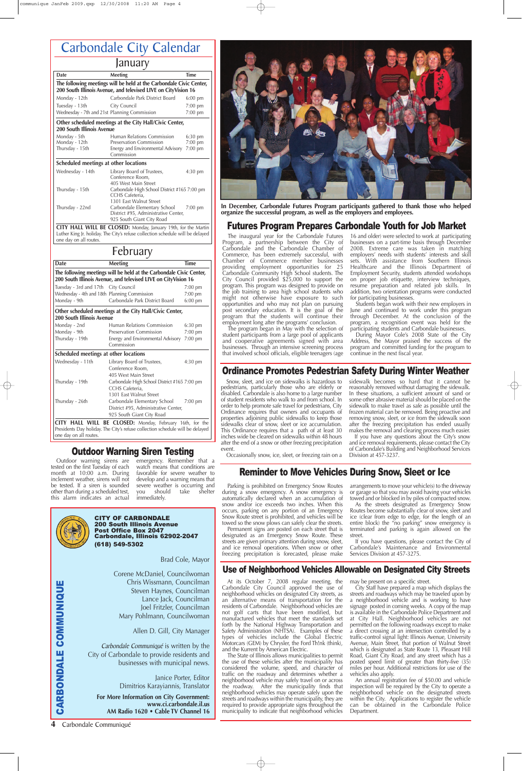# Carbondale City Calendar

## January

| Date | Meeting | Time |
|---|---|---|
| **The following meetings will be held at the Carbondale Civic Center, 200 South Illinois Avenue, and televised LIVE on CityVision 16** | | |
| Monday - 12th | Carbondale Park District Board | 6:00 pm |
| Tuesday - 13th | City Council | 7:00 pm |
| Wednesday - 7th and 21st | Planning Commission | 7:00 pm |
| **Other scheduled meetings at the City Hall/Civic Center, 200 South Illinois Avenue** | | |
| Monday - 5th | Human Relations Commission | 6:30 pm |
| Monday - 12th | Preservation Commission | 7:00 pm |
| Thursday - 15th | Energy and Environmental Advisory Commission | 7:00 pm |
| **Scheduled meetings at other locations** | | |
| Wednesday - 14th | Library Board of Trustees, Conference Room, 405 West Main Street | 4:30 pm |
| Thursday - 15th | Carbondale High School District #165 CCHS Cafeteria, 1301 East Walnut Street | 7:00 pm |
| Thursday - 22nd | Carbondale Elementary School District #95, Administrative Center, 925 South Giant City Road | 7:00 pm |

**CITY HALL WILL BE CLOSED:** Monday, January 19th, for the Martin Luther King Jr. holiday. The City's refuse collection schedule will be delayed one day on all routes.

## February

| Date | Meeting | Time |
|---|---|---|
| **The following meetings will be held at the Carbondale Civic Center, 200 South Illinois Avenue, and televised LIVE on CityVision 16** | | |
| Tuesday - 3rd and 17th | City Council | 7:00 pm |
| Wednesday - 4th and 18th | Planning Commission | 7:00 pm |
| Monday - 9th | Carbondale Park District Board | 6:00 pm |
| **Other scheduled meetings at the City Hall/Civic Center, 200 South Illinois Avenue** | | |
| Monday - 2nd | Human Relations Commission | 6:30 pm |
| Monday - 9th | Preservation Commission | 7:00 pm |
| Thursday - 19th | Energy and Environmental Advisory Commission | 7:00 pm |
| **Scheduled meetings at other locations** | | |
| Wednesday - 11th | Library Board of Trustees, Conference Room, 405 West Main Street | 4:30 pm |
| Thursday - 19th | Carbondale High School District #165 CCHS Cafeteria, 1301 East Walnut Street | 7:00 pm |
| Thursday - 26th | Carbondale Elementary School District #95, Administrative Center, 925 South Giant City Road | 7:00 pm |

**CITY HALL WILL BE CLOSED:** Monday, February 16th, for the Presidents Day holiday. The City's refuse collection schedule will be delayed one day on all routes.

## Outdoor Warning Siren Testing

Outdoor warning sirens are tested on the first Tuesday of each month at 10:00 a.m. During inclement weather, sirens will not be tested. If a siren is sounded other than during a scheduled test, this alarm indicates an actual emergency. Remember that a watch means that conditions are favorable for severe weather to develop and a warning means that severe weather is occurring and you should take shelter immediately.

**CITY OF CARBONDALE**
**200 South Illinois Avenue**
**Post Office Box 2047**
**Carbondale, Illinois 62902-2047**
**(618) 549-5302**

Brad Cole, Mayor

Corene McDaniel, Councilwoman
Chris Wissmann, Councilman
Steven Haynes, Councilman
Lance Jack, Councilman
Joel Fritzler, Councilman
Mary Pohlmann, Councilwoman

Allen D. Gill, City Manager

*Carbondale Communiqué* is written by the City of Carbondale to provide residents and businesses with municipal news.

Janice Porter, Editor
Dimitrios Karayiannis, Translator

**For More Information on City Government:**
**www.ci.carbondale.il.us**
**AM Radio 1620 • Cable TV Channel 16**

**CARBONDALE COMMUNIQUE**

In December, Carbondale Futures Program participants gathered to thank those who helped organize the successful program, as well as the employers and employees.

## Futures Program Prepares Carbondale Youth for Job Market

The inaugural year for the Carbondale Futures Program, a partnership between the City of Carbondale and the Carbondale Chamber of Commerce, has been extremely successful, with Chamber of Commerce member businesses providing employment opportunities for 25 Carbondale Community High School students. The City Council provided $25,000 to support the program. This program was designed to provide on the job training to area high school students who might not otherwise have exposure to such opportunities and who may not plan on pursuing post secondary education. It is the goal of the program that the students will continue their employment long after the programs' conclusion.

The program began in May with the selection of student participants from a large pool of applicants and cooperative agreements signed with area businesses. Through an intensive screening process that involved school officials, eligible teenagers (age 16 and older) were selected to work at participating businesses on a part-time basis through December 2008. Extreme care was taken in matching employers' needs with students' interests and skill sets. With assistance from Southern Illinois Healthcare and the Illinois Department of Employment Security, students attended workshops on proper job etiquette, interview techniques, resume preparation and related job skills. In addition, two orientation programs were conducted for participating businesses.

Students began work with their new employers in June and continued to work under this program through December. At the conclusion of the program, a recognition event was held for the participating students and Carbondale businesses.

During Mayor Cole's 2008 State of the City Address, the Mayor praised the success of the program and committed funding for the program to continue in the next fiscal year.

## Ordinance Promotes Pedestrian Safety During Winter Weather

Snow, sleet, and ice on sidewalks is hazardous to pedestrians, particularly those who are elderly or disabled. Carbondale is also home to a large number of student residents who walk to and from school. In order to help promote safe travel for pedestrians, City Ordinance requires that owners and occupants of properties adjoining public sidewalks to keep those sidewalks clear of snow, sleet or ice accumulation. This Ordinance requires that a path of at least 30 inches wide be cleared on sidewalks within 48 hours after the end of a snow or other freezing precipitation event.

Occasionally snow, ice, sleet, or freezing rain on a sidewalk becomes so hard that it cannot be reasonably removed without damaging the sidewalk. In these situations, a sufficient amount of sand or some other abrasive material should be placed on the sidewalk to make travel as safe as possible until the frozen material can be removed. Being proactive and removing snow, sleet, or ice from the sidewalk soon after the freezing precipitation has ended usually makes the removal and clearing process much easier.

If you have any questions about the City's snow and ice removal requirements, please contact the City of Carbondale's Building and Neighborhood Services Division at 457-3237.

## Reminder to Move Vehicles During Snow, Sleet or Ice

Parking is prohibited on Emergency Snow Routes during a snow emergency. A snow emergency is automatically declared when an accumulation of snow and/or ice exceeds two inches. When this occurs, parking on any portion of an Emergency Snow Route street is prohibited, and vehicles will be towed so the snow plows can safely clear the streets.

Permanent signs are posted on each street that is designated as an Emergency Snow Route. These streets are given primary attention during snow, sleet, and ice removal operations. When snow or other freezing precipitation is forecasted, please make arrangements to move your vehicle(s) to the driveway or garage so that you may avoid having your vehicles towed and or blocked in by piles of compacted snow.

As the streets designated as Emergency Snow Routes become substantially clear of snow, sleet and ice (clear from edge to edge, for the length of an entire block) the "no parking" snow emergency is terminated and parking is again allowed on the street.

If you have questions, please contact the City of Carbondale's Maintenance and Environmental Services Division at 457-3275.

## Use of Neighborhood Vehicles Allowable on Designated City Streets

At its October 7, 2008 regular meeting, the Carbondale City Council approved the use of neighborhood vehicles on designated City streets, as an alternative means of transportation for the residents of Carbondale. Neighborhood vehicles are not golf carts that have been modified, but manufactured vehicles that meet the standards set forth by the National Highway Transportation and Safety Administration (NHTSA). Examples of these types of vehicles include the Global Electric Motorcars (GEM) by Chrysler, the Ford Th!nk (think), and the Kurrent by American Electric.

The State of Illinois allows municipalities to permit the use of these vehicles after the municipality has considered the volume, speed, and character of traffic on the roadway and determines whether a neighborhood vehicle may safely travel on or across the roadway. After the municipality finds that neighborhood vehicles may operate safely upon the streets and roadways within the municipality, they are required to provide appropriate signs throughout the municipality to indicate that neighborhood vehicles may be present on a specific street.

City Staff have prepared a map which displays the streets and roadways which may be traveled upon by a neighborhood vehicle and is working to have signage posted in coming weeks. A copy of the map is available in the Carbondale Police Department and at City Hall. Neighborhood vehicles are not permitted on the following roadways except to make a direct crossing at an intersection controlled by a traffic-control signal light: Illinois Avenue, University Avenue, Main Street, that portion of Walnut Street which is designated as State Route 13, Pleasant Hill Road, Giant City Road, and any street which has a posted speed limit of greater than thirty-five (35) miles per hour. Additional restrictions for use of the vehicles also apply.

An annual registration fee of $50.00 and vehicle inspection will be required by the City to operate a neighborhood vehicle on the designated streets within the City. Applications to register the vehicle can be obtained in the Carbondale Police Department.